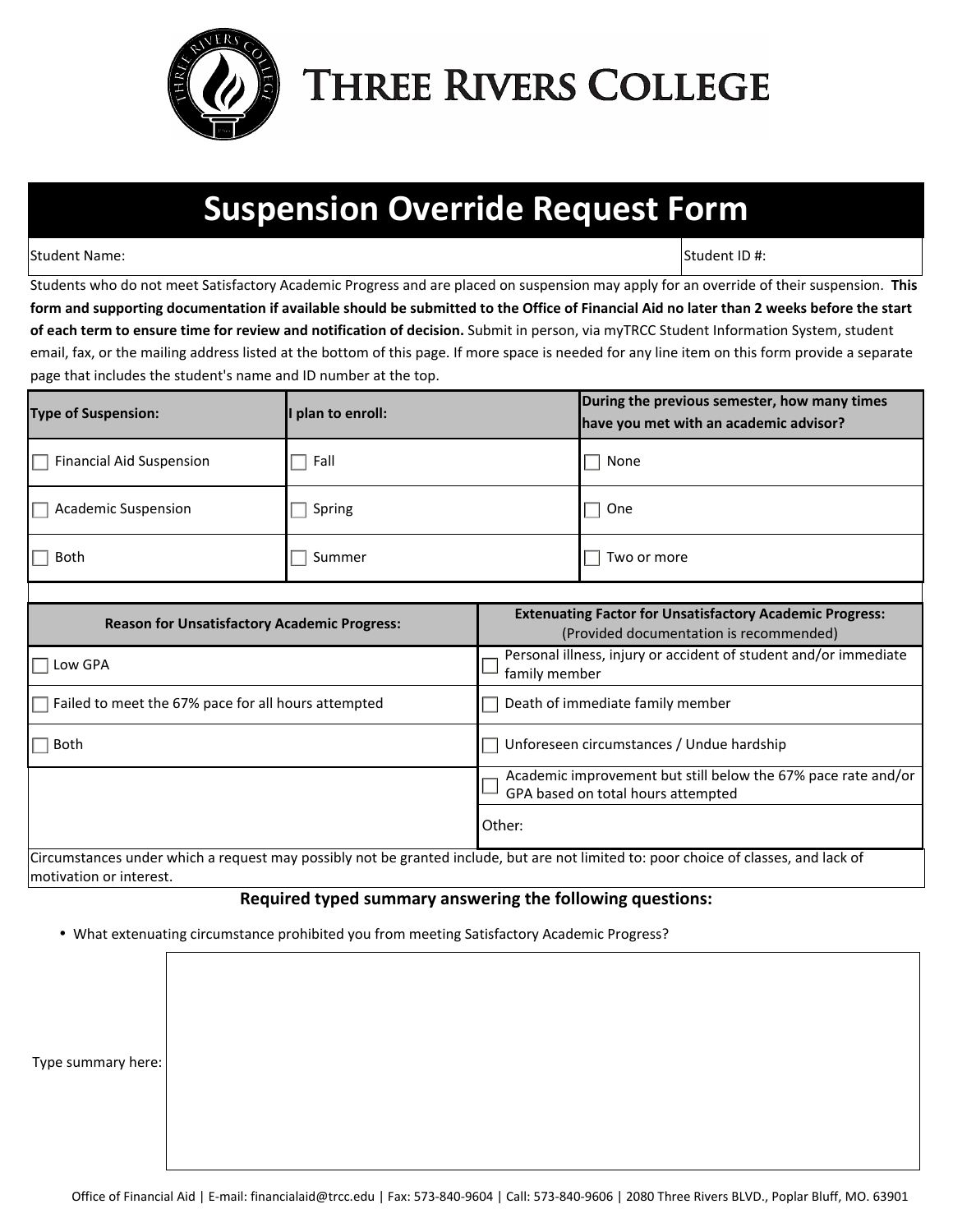# Three Rivers College

## Suspension Override Request Form

| Student Name: | Student ID #: |
|---|---|

Students who do not meet Satisfactory Academic Progress and are placed on suspension may apply for an override of their suspension. **This form and supporting documentation if available should be submitted to the Office of Financial Aid no later than 2 weeks before the start of each term to ensure time for review and notification of decision.** Submit in person, via myTRCC Student Information System, student email, fax, or the mailing address listed at the bottom of this page. If more space is needed for any line item on this form provide a separate page that includes the student's name and ID number at the top.

| Type of Suspension: | I plan to enroll: | During the previous semester, how many times have you met with an academic advisor? |
|---|---|---|
| ☐ Financial Aid Suspension | ☐ Fall | ☐ None |
| ☐ Academic Suspension | ☐ Spring | ☐ One |
| ☐ Both | ☐ Summer | ☐ Two or more |

| Reason for Unsatisfactory Academic Progress: | Extenuating Factor for Unsatisfactory Academic Progress: (Provided documentation is recommended) |
|---|---|
| ☐ Low GPA | ☐ Personal illness, injury or accident of student and/or immediate family member |
| ☐ Failed to meet the 67% pace for all hours attempted | ☐ Death of immediate family member |
| ☐ Both | ☐ Unforeseen circumstances / Undue hardship |
| | ☐ Academic improvement but still below the 67% pace rate and/or GPA based on total hours attempted |
| | Other: |

Circumstances under which a request may possibly not be granted include, but are not limited to: poor choice of classes, and lack of motivation or interest.

**Required typed summary answering the following questions:**

- What extenuating circumstance prohibited you from meeting Satisfactory Academic Progress?

Type summary here:

Office of Financial Aid | E-mail: financialaid@trcc.edu | Fax: 573-840-9604 | Call: 573-840-9606 | 2080 Three Rivers BLVD., Poplar Bluff, MO. 63901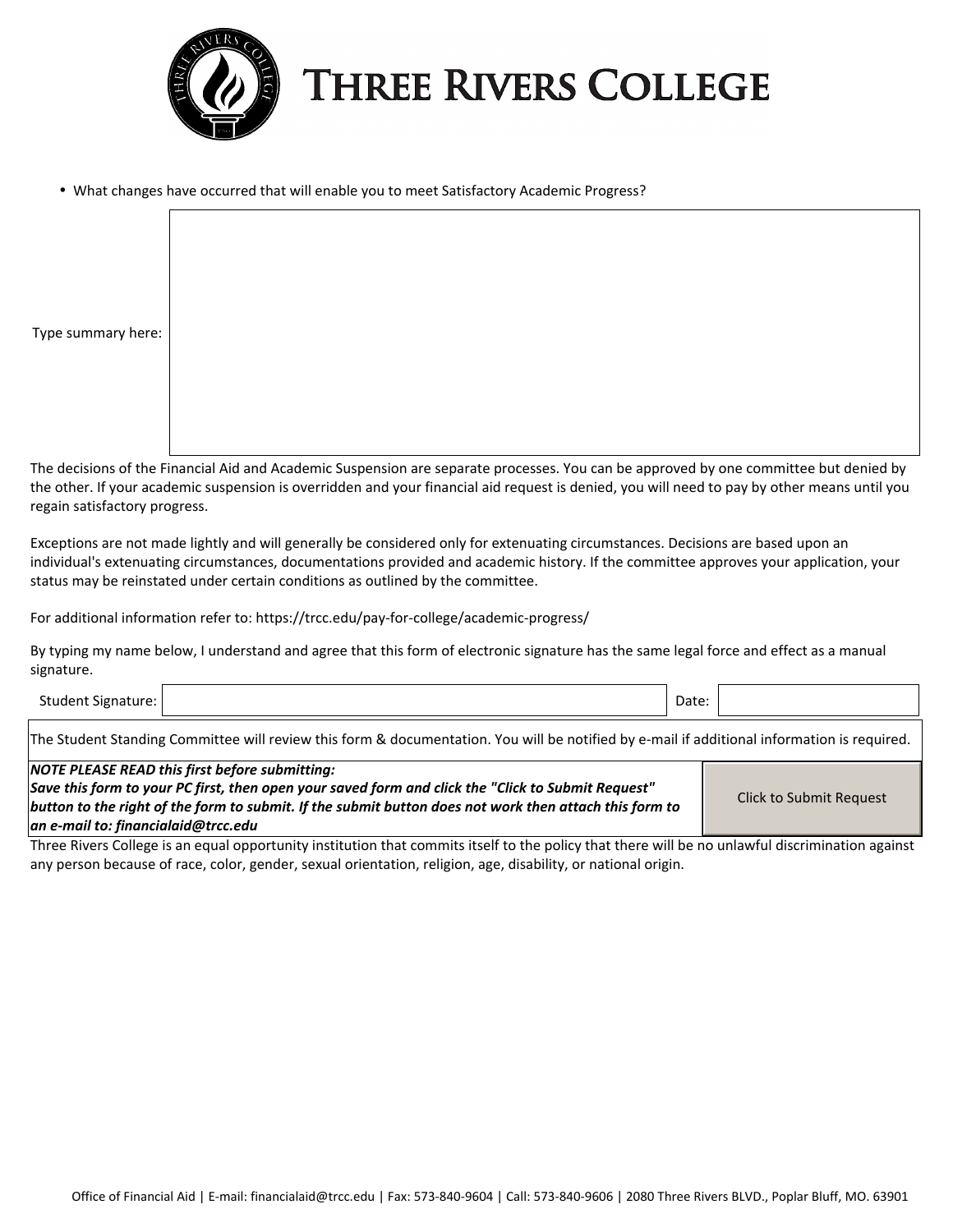# Three Rivers College

- What changes have occurred that will enable you to meet Satisfactory Academic Progress?

Type summary here:

The decisions of the Financial Aid and Academic Suspension are separate processes. You can be approved by one committee but denied by the other. If your academic suspension is overridden and your financial aid request is denied, you will need to pay by other means until you regain satisfactory progress.

Exceptions are not made lightly and will generally be considered only for extenuating circumstances. Decisions are based upon an individual's extenuating circumstances, documentations provided and academic history. If the committee approves your application, your status may be reinstated under certain conditions as outlined by the committee.

For additional information refer to: https://trcc.edu/pay-for-college/academic-progress/

By typing my name below, I understand and agree that this form of electronic signature has the same legal force and effect as a manual signature.

Student Signature: Date:

The Student Standing Committee will review this form & documentation. You will be notified by e-mail if additional information is required.

***NOTE PLEASE READ this first before submitting:***
***Save this form to your PC first, then open your saved form and click the "Click to Submit Request" button to the right of the form to submit. If the submit button does not work then attach this form to an e-mail to: financialaid@trcc.edu***

Click to Submit Request

Three Rivers College is an equal opportunity institution that commits itself to the policy that there will be no unlawful discrimination against any person because of race, color, gender, sexual orientation, religion, age, disability, or national origin.

Office of Financial Aid | E-mail: financialaid@trcc.edu | Fax: 573-840-9604 | Call: 573-840-9606 | 2080 Three Rivers BLVD., Poplar Bluff, MO. 63901